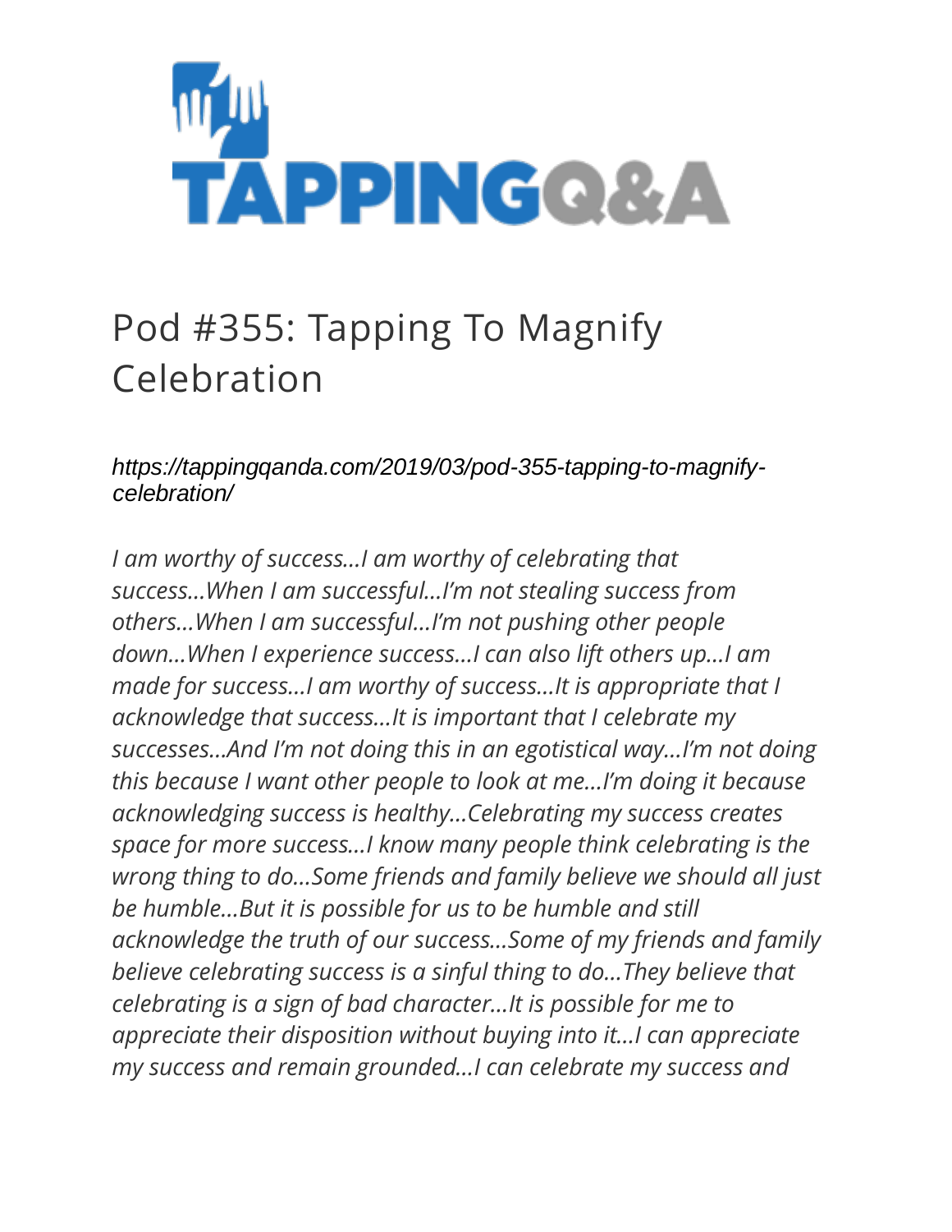# Pod #355: Tapping To Magnify Celebration

*https://tappingqanda.com/2019/03/pod-355-tapping-to-magnify-celebration/*

*I am worthy of success…I am worthy of celebrating that success…When I am successful…I'm not stealing success from others…When I am successful…I'm not pushing other people down…When I experience success…I can also lift others up…I am made for success…I am worthy of success…It is appropriate that I acknowledge that success…It is important that I celebrate my successes…And I'm not doing this in an egotistical way…I'm not doing this because I want other people to look at me…I'm doing it because acknowledging success is healthy…Celebrating my success creates space for more success…I know many people think celebrating is the wrong thing to do…Some friends and family believe we should all just be humble…But it is possible for us to be humble and still acknowledge the truth of our success…Some of my friends and family believe celebrating success is a sinful thing to do…They believe that celebrating is a sign of bad character…It is possible for me to appreciate their disposition without buying into it…I can appreciate my success and remain grounded…I can celebrate my success and*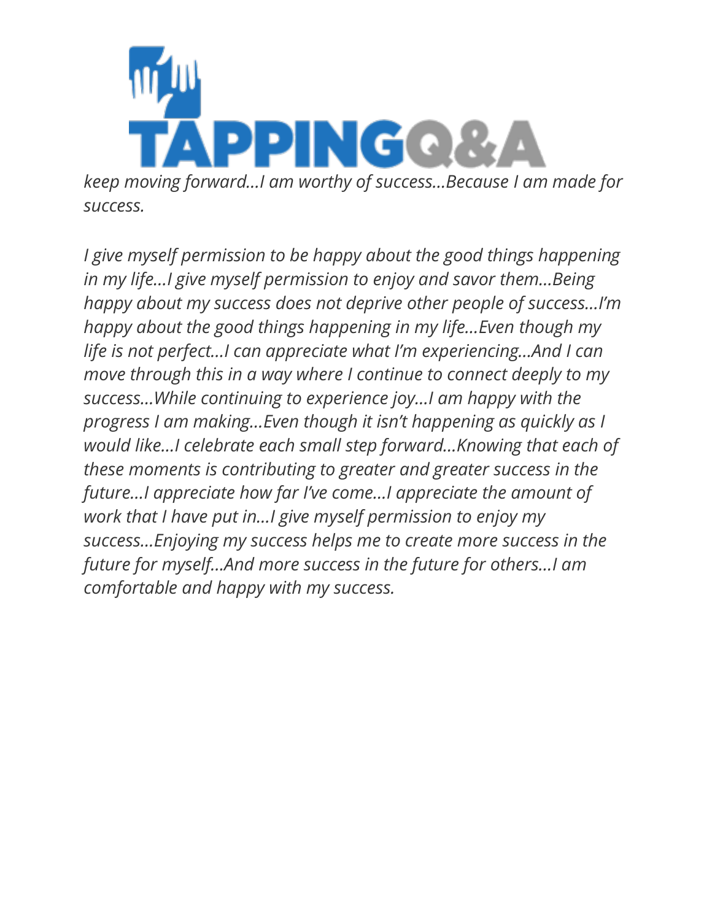*keep moving forward…I am worthy of success…Because I am made for success.*

*I give myself permission to be happy about the good things happening in my life…I give myself permission to enjoy and savor them…Being happy about my success does not deprive other people of success…I'm happy about the good things happening in my life…Even though my life is not perfect…I can appreciate what I'm experiencing…And I can move through this in a way where I continue to connect deeply to my success…While continuing to experience joy…I am happy with the progress I am making…Even though it isn't happening as quickly as I would like…I celebrate each small step forward…Knowing that each of these moments is contributing to greater and greater success in the future…I appreciate how far I've come…I appreciate the amount of work that I have put in…I give myself permission to enjoy my success…Enjoying my success helps me to create more success in the future for myself…And more success in the future for others…I am comfortable and happy with my success.*